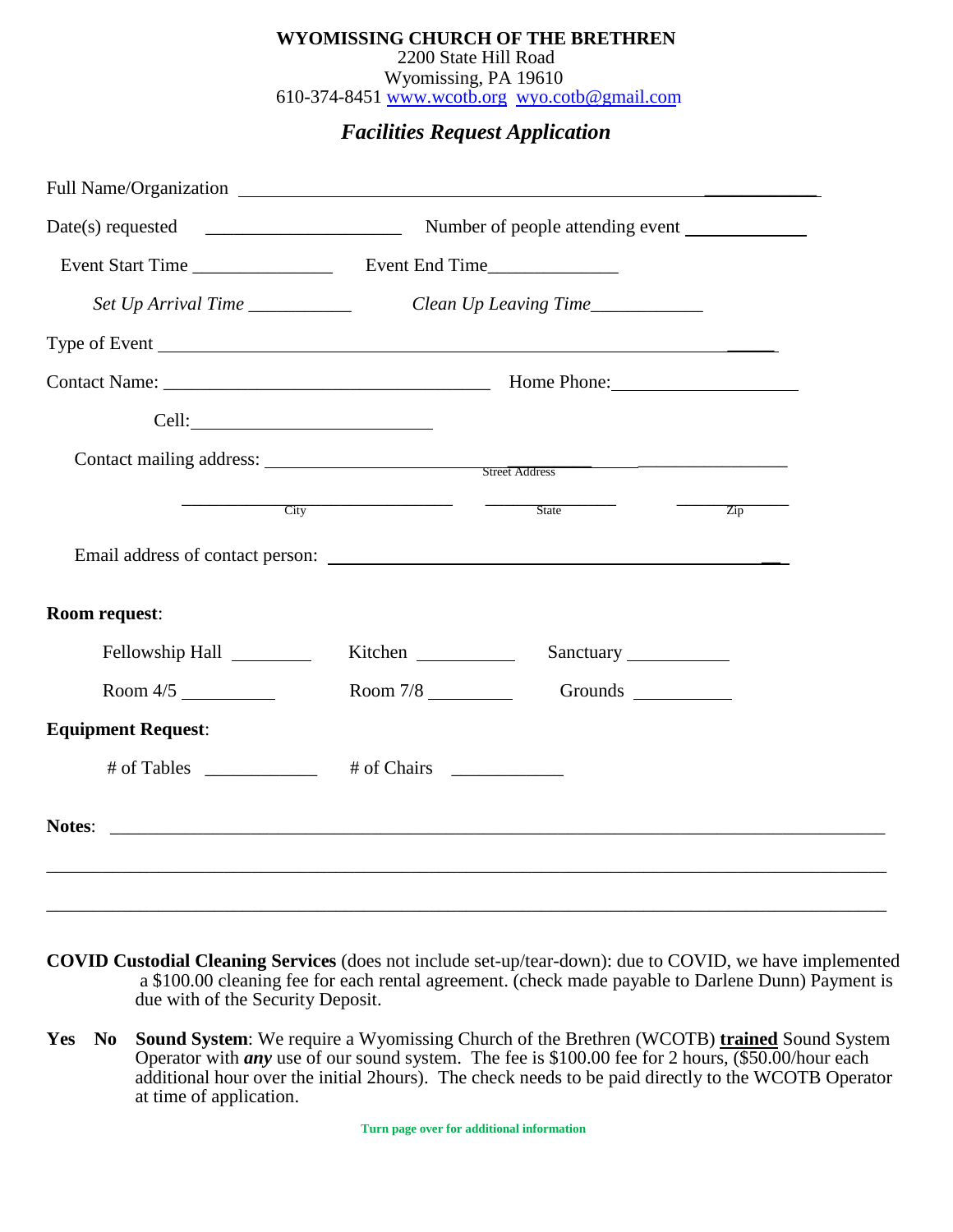**WYOMISSING CHURCH OF THE BRETHREN**
2200 State Hill Road
Wyomissing, PA 19610
610-374-8451 www.wcotb.org wyo.cotb@gmail.com

## *Facilities Request Application*

Full Name/Organization ______________________________________________

Date(s) requested ____________________ Number of people attending event ____________

Event Start Time _______________ Event End Time_____________

*Set Up Arrival Time* ___________ *Clean Up Leaving Time*____________

Type of Event ______________________________________________

Contact Name: ________________________________ Home Phone:__________________

Cell:________________________

Contact mailing address: ______________________________________
Street Address

____________________ ____________ __________
City State Zip

Email address of contact person: ________________________________________

**Room request**:

Fellowship Hall ________ Kitchen __________ Sanctuary __________

Room 4/5 __________ Room 7/8 _________ Grounds __________

**Equipment Request**:

\# of Tables ____________ # of Chairs ____________

**Notes**: ______________________________________________________________________

________________________________________________________________________________

________________________________________________________________________________

**COVID Custodial Cleaning Services** (does not include set-up/tear-down): due to COVID, we have implemented a $100.00 cleaning fee for each rental agreement. (check made payable to Darlene Dunn) Payment is due with of the Security Deposit.

**Yes No** **Sound System**: We require a Wyomissing Church of the Brethren (WCOTB) **trained** Sound System Operator with ***any*** use of our sound system. The fee is $100.00 fee for 2 hours, ($50.00/hour each additional hour over the initial 2hours). The check needs to be paid directly to the WCOTB Operator at time of application.

**Turn page over for additional information**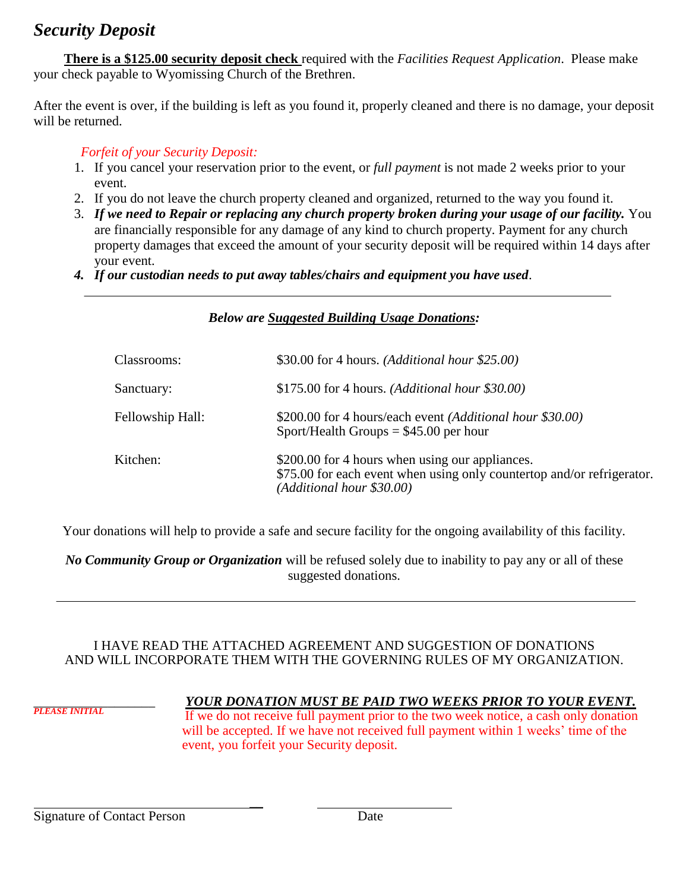## *Security Deposit*

**There is a $125.00 security deposit check** required with the *Facilities Request Application*. Please make your check payable to Wyomissing Church of the Brethren.

After the event is over, if the building is left as you found it, properly cleaned and there is no damage, your deposit will be returned.

*Forfeit of your Security Deposit:*

1. If you cancel your reservation prior to the event, or *full payment* is not made 2 weeks prior to your event.
2. If you do not leave the church property cleaned and organized, returned to the way you found it.
3. ***If we need to Repair or replacing any church property broken during your usage of our facility.*** You are financially responsible for any damage of any kind to church property. Payment for any church property damages that exceed the amount of your security deposit will be required within 14 days after your event.
4. ***If our custodian needs to put away tables/chairs and equipment you have used***.

---

***Below are Suggested Building Usage Donations:***

| | |
|---|---|
| Classrooms: | $30.00 for 4 hours. *(Additional hour $25.00)* |
| Sanctuary: | $175.00 for 4 hours. *(Additional hour $30.00)* |
| Fellowship Hall: | $200.00 for 4 hours/each event *(Additional hour $30.00)* Sport/Health Groups = $45.00 per hour |
| Kitchen: | $200.00 for 4 hours when using our appliances. $75.00 for each event when using only countertop and/or refrigerator. *(Additional hour $30.00)* |

Your donations will help to provide a safe and secure facility for the ongoing availability of this facility.

***No Community Group or Organization*** will be refused solely due to inability to pay any or all of these suggested donations.

---

I HAVE READ THE ATTACHED AGREEMENT AND SUGGESTION OF DONATIONS AND WILL INCORPORATE THEM WITH THE GOVERNING RULES OF MY ORGANIZATION.

_______________ ***PLEASE INITIAL***

***YOUR DONATION MUST BE PAID TWO WEEKS PRIOR TO YOUR EVENT.***
If we do not receive full payment prior to the two week notice, a cash only donation will be accepted. If we have not received full payment within 1 weeks' time of the event, you forfeit your Security deposit.

_______________________________ Signature of Contact Person

_______________ Date